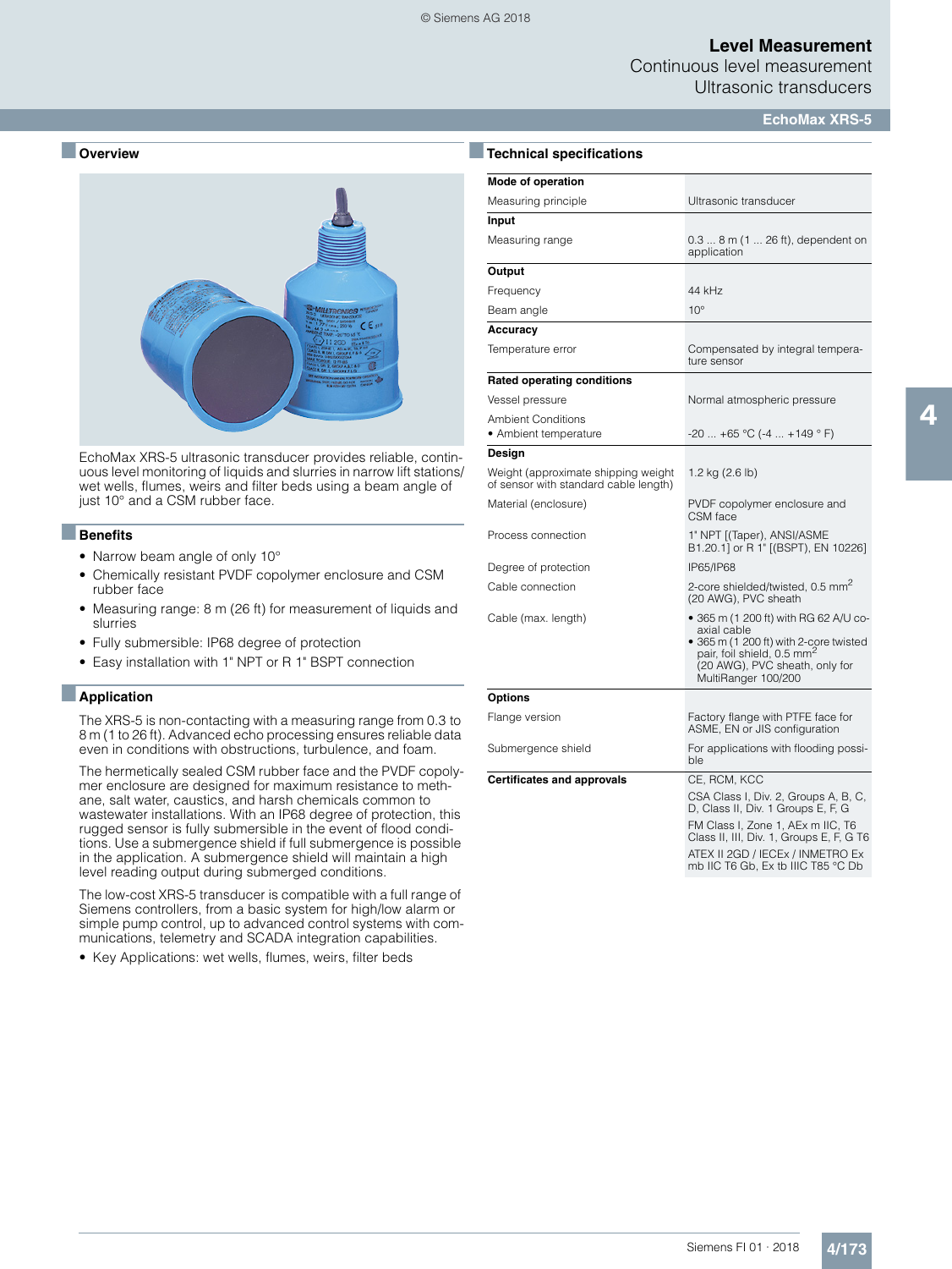# Level Measurement
## Continuous level measurement
## Ultrasonic transducers
## EchoMax XRS-5

### Overview

EchoMax XRS-5 ultrasonic transducer provides reliable, continuous level monitoring of liquids and slurries in narrow lift stations/ wet wells, flumes, weirs and filter beds using a beam angle of just 10° and a CSM rubber face.

### Benefits

- Narrow beam angle of only 10°
- Chemically resistant PVDF copolymer enclosure and CSM rubber face
- Measuring range: 8 m (26 ft) for measurement of liquids and slurries
- Fully submersible: IP68 degree of protection
- Easy installation with 1" NPT or R 1" BSPT connection

### Application

The XRS-5 is non-contacting with a measuring range from 0.3 to 8 m (1 to 26 ft). Advanced echo processing ensures reliable data even in conditions with obstructions, turbulence, and foam.

The hermetically sealed CSM rubber face and the PVDF copolymer enclosure are designed for maximum resistance to methane, salt water, caustics, and harsh chemicals common to wastewater installations. With an IP68 degree of protection, this rugged sensor is fully submersible in the event of flood conditions. Use a submergence shield if full submergence is possible in the application. A submergence shield will maintain a high level reading output during submerged conditions.

The low-cost XRS-5 transducer is compatible with a full range of Siemens controllers, from a basic system for high/low alarm or simple pump control, up to advanced control systems with communications, telemetry and SCADA integration capabilities.

- Key Applications: wet wells, flumes, weirs, filter beds

### Technical specifications

| | |
|---|---|
| **Mode of operation** | |
| Measuring principle | Ultrasonic transducer |
| **Input** | |
| Measuring range | 0.3 ... 8 m (1 ... 26 ft), dependent on application |
| **Output** | |
| Frequency | 44 kHz |
| Beam angle | 10° |
| **Accuracy** | |
| Temperature error | Compensated by integral temperature sensor |
| **Rated operating conditions** | |
| Vessel pressure | Normal atmospheric pressure |
| Ambient Conditions<br>• Ambient temperature | -20 ... +65 °C (-4 ... +149 ° F) |
| **Design** | |
| Weight (approximate shipping weight of sensor with standard cable length) | 1.2 kg (2.6 lb) |
| Material (enclosure) | PVDF copolymer enclosure and CSM face |
| Process connection | 1" NPT [(Taper), ANSI/ASME B1.20.1] or R 1" [(BSPT), EN 10226] |
| Degree of protection | IP65/IP68 |
| Cable connection | 2-core shielded/twisted, 0.5 $mm^2$ (20 AWG), PVC sheath |
| Cable (max. length) | • 365 m (1 200 ft) with RG 62 A/U coaxial cable<br>• 365 m (1 200 ft) with 2-core twisted pair, foil shield, 0.5 $mm^2$ (20 AWG), PVC sheath, only for MultiRanger 100/200 |
| **Options** | |
| Flange version | Factory flange with PTFE face for ASME, EN or JIS configuration |
| Submergence shield | For applications with flooding possible |
| **Certificates and approvals** | CE, RCM, KCC<br>CSA Class I, Div. 2, Groups A, B, C, D, Class II, Div. 1 Groups E, F, G<br>FM Class I, Zone 1, AEx m IIC, T6 Class II, III, Div. 1, Groups E, F, G T6<br>ATEX II 2GD / IECEx / INMETRO Ex mb IIC T6 Gb, Ex tb IIIC T85 °C Db |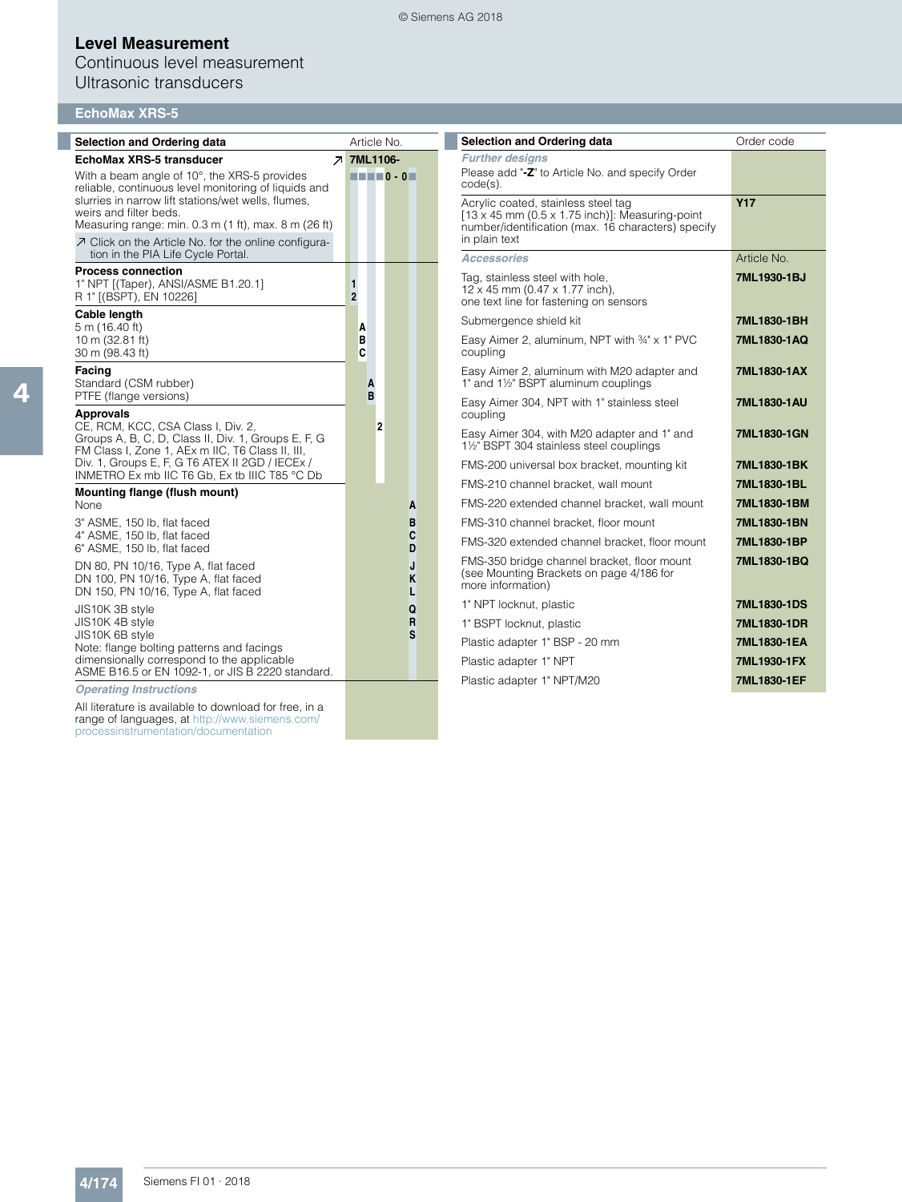# Level Measurement

Continuous level measurement

Ultrasonic transducers

## EchoMax XRS-5

| Selection and Ordering data | Article No. |
|---|---|
| **EchoMax XRS-5 transducer** ↗ | **7ML1106-** |
| With a beam angle of 10°, the XRS-5 provides reliable, continuous level monitoring of liquids and slurries in narrow lift stations/wet wells, flumes, weirs and filter beds.<br>Measuring range: min. 0.3 m (1 ft), max. 8 m (26 ft) | ■■■■**0 - 0**■ |
| ↗ Click on the Article No. for the online configuration in the PIA Life Cycle Portal. | |
| **Process connection** | |
| 1" NPT [(Taper), ANSI/ASME B1.20.1] | **1** |
| R 1" [(BSPT), EN 10226] | **2** |
| **Cable length** | |
| 5 m (16.40 ft) | **A** |
| 10 m (32.81 ft) | **B** |
| 30 m (98.43 ft) | **C** |
| **Facing** | |
| Standard (CSM rubber) | **A** |
| PTFE (flange versions) | **B** |
| **Approvals** | |
| CE, RCM, KCC, CSA Class I, Div. 2, Groups A, B, C, D, Class II, Div. 1, Groups E, F, G FM Class I, Zone 1, AEx m IIC, T6 Class II, III, Div. 1, Groups E, F, G T6 ATEX II 2GD / IECEx / INMETRO Ex mb IIC T6 Gb, Ex tb IIIC T85 °C Db | **2** |
| **Mounting flange (flush mount)** | |
| None | **A** |
| 3" ASME, 150 lb, flat faced | **B** |
| 4" ASME, 150 lb, flat faced | **C** |
| 6" ASME, 150 lb, flat faced | **D** |
| DN 80, PN 10/16, Type A, flat faced | **J** |
| DN 100, PN 10/16, Type A, flat faced | **K** |
| DN 150, PN 10/16, Type A, flat faced | **L** |
| JIS10K 3B style | **Q** |
| JIS10K 4B style | **R** |
| JIS10K 6B style | **S** |
| Note: flange bolting patterns and facings dimensionally correspond to the applicable ASME B16.5 or EN 1092-1, or JIS B 2220 standard. | |
| *Operating Instructions* | |
| All literature is available to download for free, in a range of languages, at http://www.siemens.com/processinstrumentation/documentation | |

| Selection and Ordering data | Order code |
|---|---|
| *Further designs* | |
| Please add "**-Z**" to Article No. and specify Order code(s). | |
| Acrylic coated, stainless steel tag [13 x 45 mm (0.5 x 1.75 inch)]: Measuring-point number/identification (max. 16 characters) specify in plain text | **Y17** |
| *Accessories* | Article No. |
| Tag, stainless steel with hole, 12 x 45 mm (0.47 x 1.77 inch), one text line for fastening on sensors | **7ML1930-1BJ** |
| Submergence shield kit | **7ML1830-1BH** |
| Easy Aimer 2, aluminum, NPT with ¾" x 1" PVC coupling | **7ML1830-1AQ** |
| Easy Aimer 2, aluminum with M20 adapter and 1" and 1½" BSPT aluminum couplings | **7ML1830-1AX** |
| Easy Aimer 304, NPT with 1" stainless steel coupling | **7ML1830-1AU** |
| Easy Aimer 304, with M20 adapter and 1" and 1½" BSPT 304 stainless steel couplings | **7ML1830-1GN** |
| FMS-200 universal box bracket, mounting kit | **7ML1830-1BK** |
| FMS-210 channel bracket, wall mount | **7ML1830-1BL** |
| FMS-220 extended channel bracket, wall mount | **7ML1830-1BM** |
| FMS-310 channel bracket, floor mount | **7ML1830-1BN** |
| FMS-320 extended channel bracket, floor mount | **7ML1830-1BP** |
| FMS-350 bridge channel bracket, floor mount (see Mounting Brackets on page 4/186 for more information) | **7ML1830-1BQ** |
| 1" NPT locknut, plastic | **7ML1830-1DS** |
| 1" BSPT locknut, plastic | **7ML1830-1DR** |
| Plastic adapter 1" BSP - 20 mm | **7ML1830-1EA** |
| Plastic adapter 1" NPT | **7ML1930-1FX** |
| Plastic adapter 1" NPT/M20 | **7ML1830-1EF** |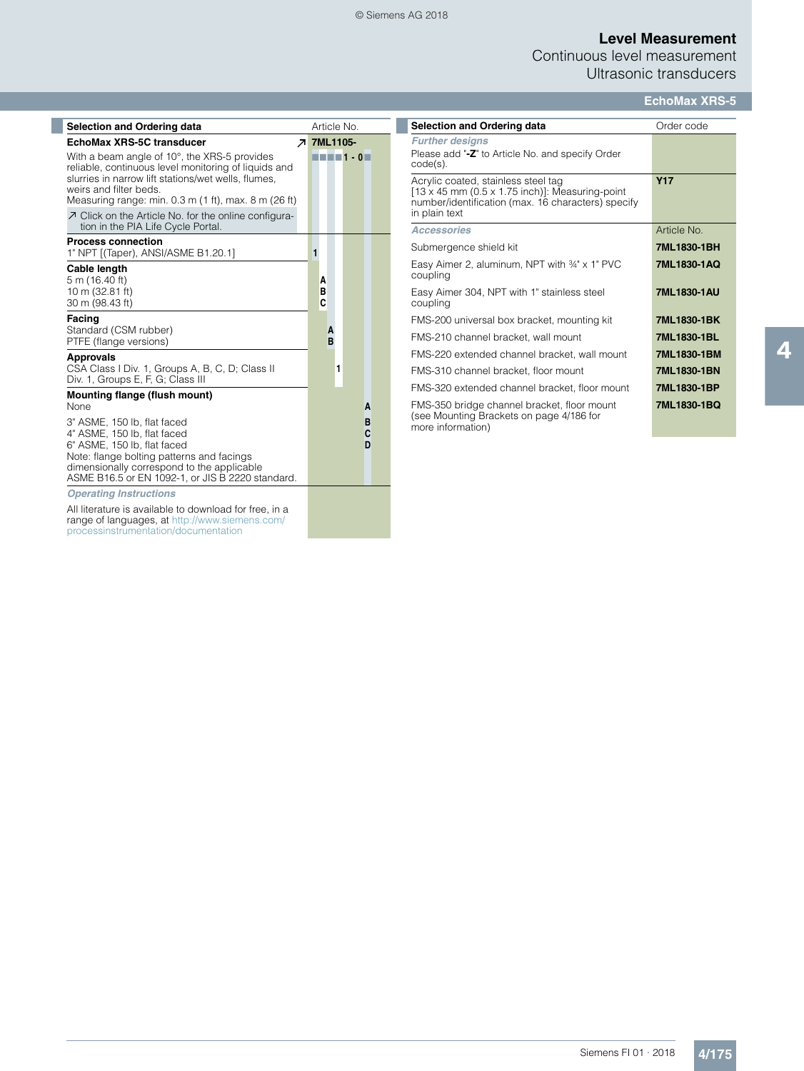# Level Measurement

## Continuous level measurement

### Ultrasonic transducers

#### EchoMax XRS-5

| Selection and Ordering data | Article No. |
|---|---|
| **EchoMax XRS-5C transducer** | ↗ **7ML1105-** ■■■■ **1 - 0** ■ |
| With a beam angle of 10°, the XRS-5 provides reliable, continuous level monitoring of liquids and slurries in narrow lift stations/wet wells, flumes, weirs and filter beds. Measuring range: min. 0.3 m (1 ft), max. 8 m (26 ft) | |
| ↗ Click on the Article No. for the online configuration in the PIA Life Cycle Portal. | |
| **Process connection** | |
| 1" NPT [(Taper), ANSI/ASME B1.20.1] | **1** |
| **Cable length** | |
| 5 m (16.40 ft) | **A** |
| 10 m (32.81 ft) | **B** |
| 30 m (98.43 ft) | **C** |
| **Facing** | |
| Standard (CSM rubber) | **A** |
| PTFE (flange versions) | **B** |
| **Approvals** | |
| CSA Class I Div. 1, Groups A, B, C, D; Class II Div. 1, Groups E, F, G; Class III | **1** |
| **Mounting flange (flush mount)** | |
| None | **A** |
| 3" ASME, 150 lb, flat faced | **B** |
| 4" ASME, 150 lb, flat faced | **C** |
| 6" ASME, 150 lb, flat faced | **D** |
| Note: flange bolting patterns and facings dimensionally correspond to the applicable ASME B16.5 or EN 1092-1, or JIS B 2220 standard. | |
| ***Operating Instructions*** | |
| All literature is available to download for free, in a range of languages, at http://www.siemens.com/processinstrumentation/documentation | |

| Selection and Ordering data | Order code |
|---|---|
| ***Further designs*** | |
| Please add "**-Z**" to Article No. and specify Order code(s). | |
| Acrylic coated, stainless steel tag [13 x 45 mm (0.5 x 1.75 inch)]: Measuring-point number/identification (max. 16 characters) specify in plain text | **Y17** |
| ***Accessories*** | Article No. |
| Submergence shield kit | **7ML1830-1BH** |
| Easy Aimer 2, aluminum, NPT with ¾" x 1" PVC coupling | **7ML1830-1AQ** |
| Easy Aimer 304, NPT with 1" stainless steel coupling | **7ML1830-1AU** |
| FMS-200 universal box bracket, mounting kit | **7ML1830-1BK** |
| FMS-210 channel bracket, wall mount | **7ML1830-1BL** |
| FMS-220 extended channel bracket, wall mount | **7ML1830-1BM** |
| FMS-310 channel bracket, floor mount | **7ML1830-1BN** |
| FMS-320 extended channel bracket, floor mount | **7ML1830-1BP** |
| FMS-350 bridge channel bracket, floor mount (see Mounting Brackets on page 4/186 for more information) | **7ML1830-1BQ** |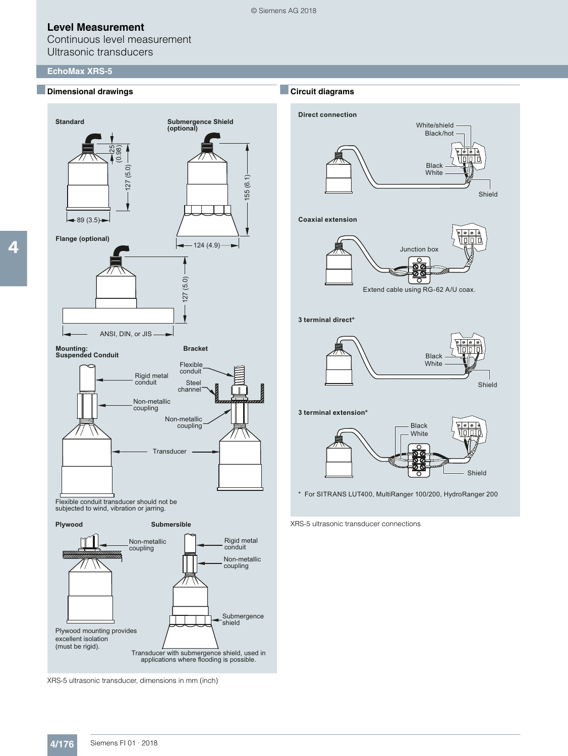# Level Measurement

Continuous level measurement

Ultrasonic transducers

## EchoMax XRS-5

### Dimensional drawings

Standard

25 (0.98)

127 (5.0)

89 (3.5)

Submergence Shield (optional)

155 (6.1)

124 (4.9)

Flange (optional)

127 (5.0)

ANSI, DIN, or JIS

Mounting: Suspended Conduit

Rigid metal conduit

Non-metallic coupling

Transducer

Flexible conduit transducer should not be subjected to wind, vibration or jarring.

Bracket

Flexible conduit

Steel channel

Non-metallic coupling

Plywood

Non-metallic coupling

Plywood mounting provides excellent isolation (must be rigid).

Submersible

Rigid metal conduit

Non-metallic coupling

Submergence shield

Transducer with submergence shield, used in applications where flooding is possible.

XRS-5 ultrasonic transducer, dimensions in mm (inch)

### Circuit diagrams

Direct connection

White/shield

Black/hot

Black

White

Shield

Coaxial extension

Junction box

Extend cable using RG-62 A/U coax.

3 terminal direct*

Black

White

Shield

3 terminal extension*

Black

White

Shield

* For SITRANS LUT400, MultiRanger 100/200, HydroRanger 200

XRS-5 ultrasonic transducer connections